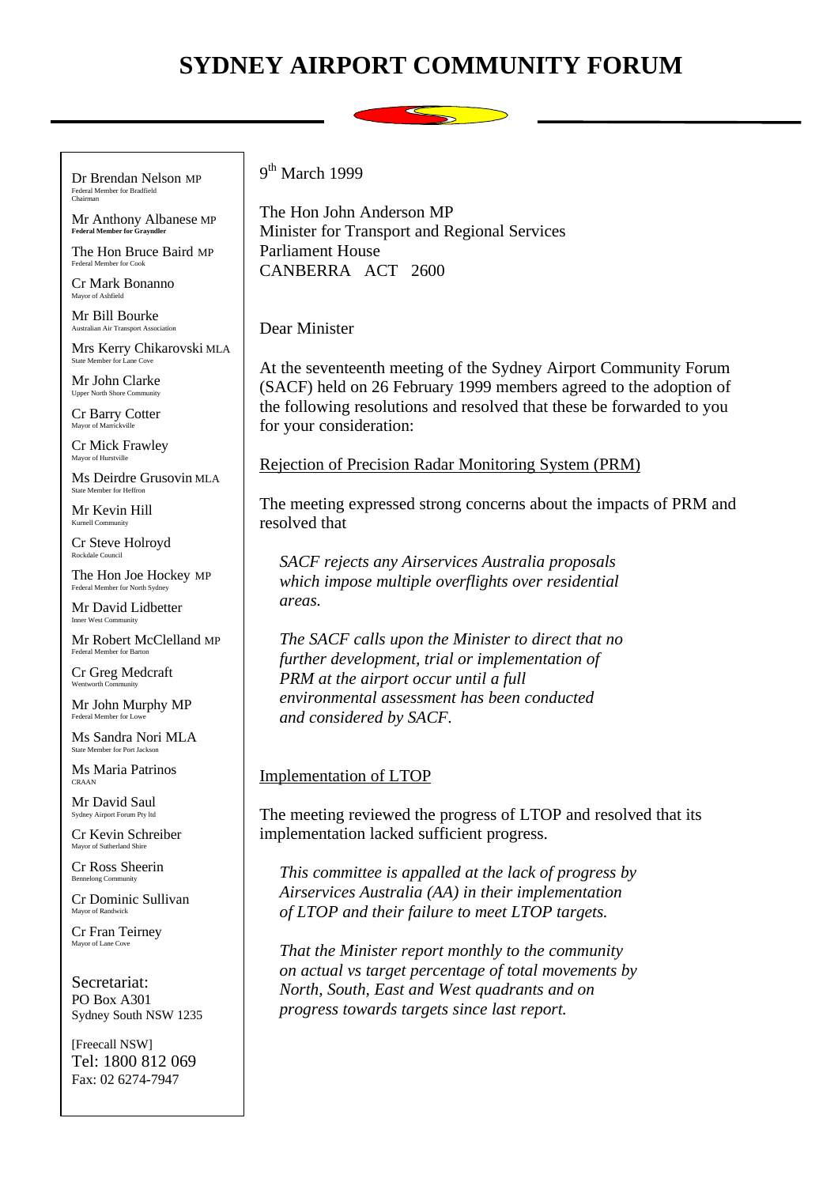# SYDNEY AIRPORT COMMUNITY FORUM

Dr Brendan Nelson MP
Federal Member for Bradfield
Chairman

Mr Anthony Albanese MP
**Federal Member for Grayndler**

The Hon Bruce Baird MP
Federal Member for Cook

Cr Mark Bonanno
Mayor of Ashfield

Mr Bill Bourke
Australian Air Transport Association

Mrs Kerry Chikarovski MLA
State Member for Lane Cove

Mr John Clarke
Upper North Shore Community

Cr Barry Cotter
Mayor of Marrickville

Cr Mick Frawley
Mayor of Hurstville

Ms Deirdre Grusovin MLA
State Member for Heffron

Mr Kevin Hill
Kurnell Community

Cr Steve Holroyd
Rockdale Council

The Hon Joe Hockey MP
Federal Member for North Sydney

Mr David Lidbetter
Inner West Community

Mr Robert McClelland MP
Federal Member for Barton

Cr Greg Medcraft
Wentworth Community

Mr John Murphy MP
Federal Member for Lowe

Ms Sandra Nori MLA
State Member for Port Jackson

Ms Maria Patrinos
CRAAN

Mr David Saul
Sydney Airport Forum Pty ltd

Cr Kevin Schreiber
Mayor of Sutherland Shire

Cr Ross Sheerin
Bennelong Community

Cr Dominic Sullivan
Mayor of Randwick

Cr Fran Teirney
Mayor of Lane Cove

Secretariat:
PO Box A301
Sydney South NSW 1235

[Freecall NSW]
Tel: 1800 812 069
Fax: 02 6274-7947

9th March 1999

The Hon John Anderson MP
Minister for Transport and Regional Services
Parliament House
CANBERRA ACT 2600

Dear Minister

At the seventeenth meeting of the Sydney Airport Community Forum (SACF) held on 26 February 1999 members agreed to the adoption of the following resolutions and resolved that these be forwarded to you for your consideration:

<u>Rejection of Precision Radar Monitoring System (PRM)</u>

The meeting expressed strong concerns about the impacts of PRM and resolved that

> *SACF rejects any Airservices Australia proposals which impose multiple overflights over residential areas.*
>
> *The SACF calls upon the Minister to direct that no further development, trial or implementation of PRM at the airport occur until a full environmental assessment has been conducted and considered by SACF.*

<u>Implementation of LTOP</u>

The meeting reviewed the progress of LTOP and resolved that its implementation lacked sufficient progress.

> *This committee is appalled at the lack of progress by Airservices Australia (AA) in their implementation of LTOP and their failure to meet LTOP targets.*
>
> *That the Minister report monthly to the community on actual vs target percentage of total movements by North, South, East and West quadrants and on progress towards targets since last report.*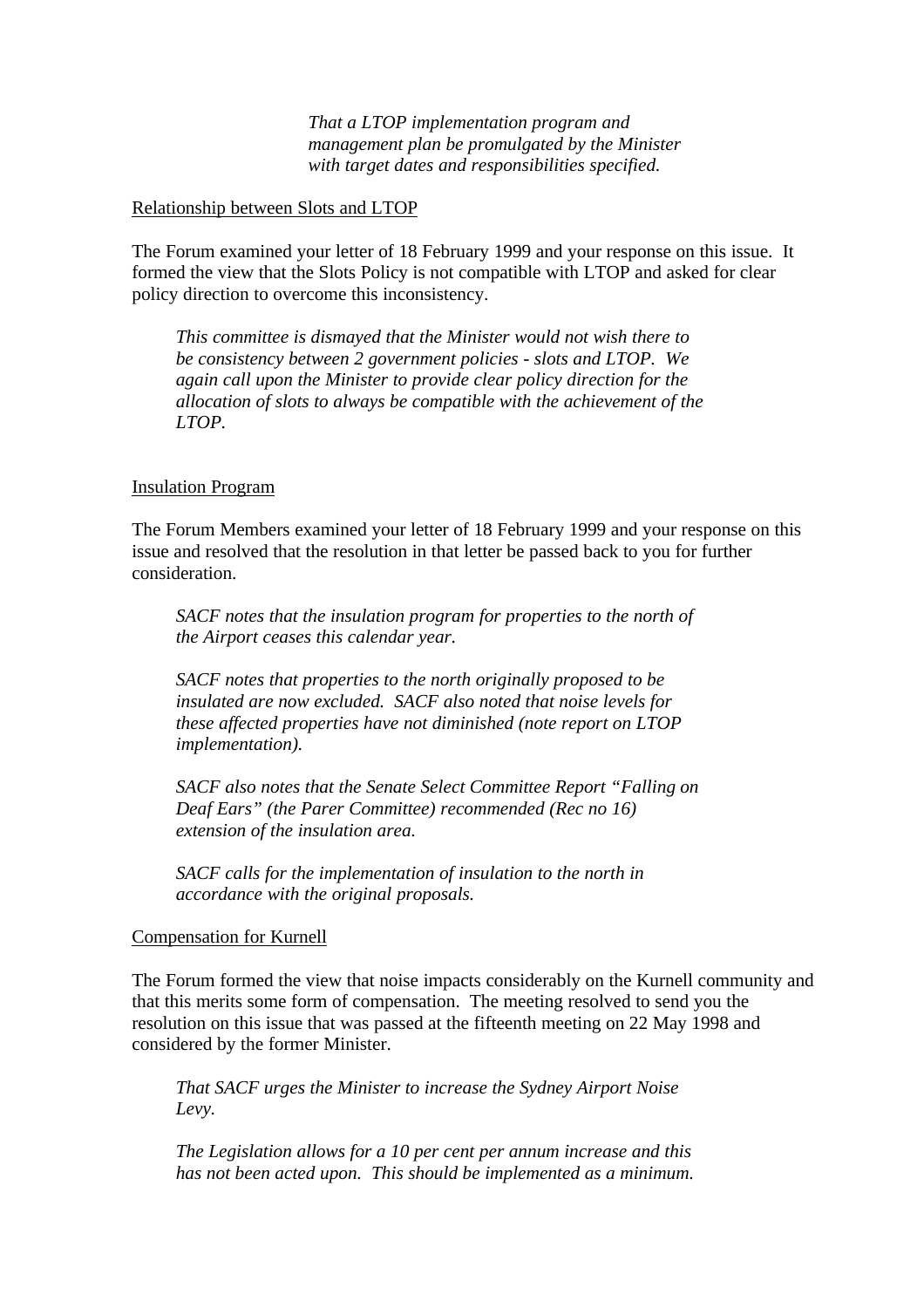*That a LTOP implementation program and management plan be promulgated by the Minister with target dates and responsibilities specified.*

<u>Relationship between Slots and LTOP</u>

The Forum examined your letter of 18 February 1999 and your response on this issue. It formed the view that the Slots Policy is not compatible with LTOP and asked for clear policy direction to overcome this inconsistency.

> *This committee is dismayed that the Minister would not wish there to be consistency between 2 government policies - slots and LTOP. We again call upon the Minister to provide clear policy direction for the allocation of slots to always be compatible with the achievement of the LTOP.*

<u>Insulation Program</u>

The Forum Members examined your letter of 18 February 1999 and your response on this issue and resolved that the resolution in that letter be passed back to you for further consideration.

> *SACF notes that the insulation program for properties to the north of the Airport ceases this calendar year.*
>
> *SACF notes that properties to the north originally proposed to be insulated are now excluded. SACF also noted that noise levels for these affected properties have not diminished (note report on LTOP implementation).*
>
> *SACF also notes that the Senate Select Committee Report "Falling on Deaf Ears" (the Parer Committee) recommended (Rec no 16) extension of the insulation area.*
>
> *SACF calls for the implementation of insulation to the north in accordance with the original proposals.*

<u>Compensation for Kurnell</u>

The Forum formed the view that noise impacts considerably on the Kurnell community and that this merits some form of compensation. The meeting resolved to send you the resolution on this issue that was passed at the fifteenth meeting on 22 May 1998 and considered by the former Minister.

> *That SACF urges the Minister to increase the Sydney Airport Noise Levy.*
>
> *The Legislation allows for a 10 per cent per annum increase and this has not been acted upon. This should be implemented as a minimum.*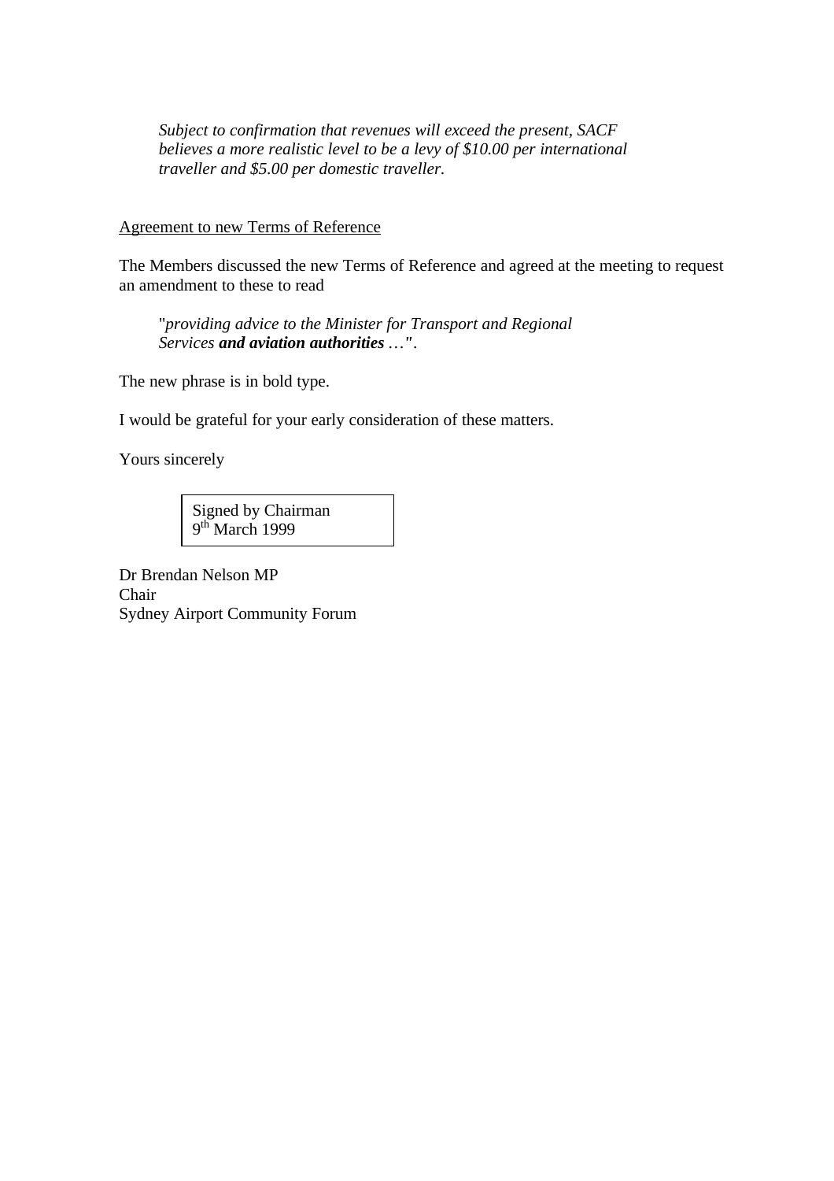*Subject to confirmation that revenues will exceed the present, SACF believes a more realistic level to be a levy of $10.00 per international traveller and $5.00 per domestic traveller.*

<u>Agreement to new Terms of Reference</u>

The Members discussed the new Terms of Reference and agreed at the meeting to request an amendment to these to read

"*providing advice to the Minister for Transport and Regional Services* ***and aviation authorities*** *…"*.

The new phrase is in bold type.

I would be grateful for your early consideration of these matters.

Yours sincerely

| |
|---|
| Signed by Chairman<br>9th March 1999 |

Dr Brendan Nelson MP
Chair
Sydney Airport Community Forum